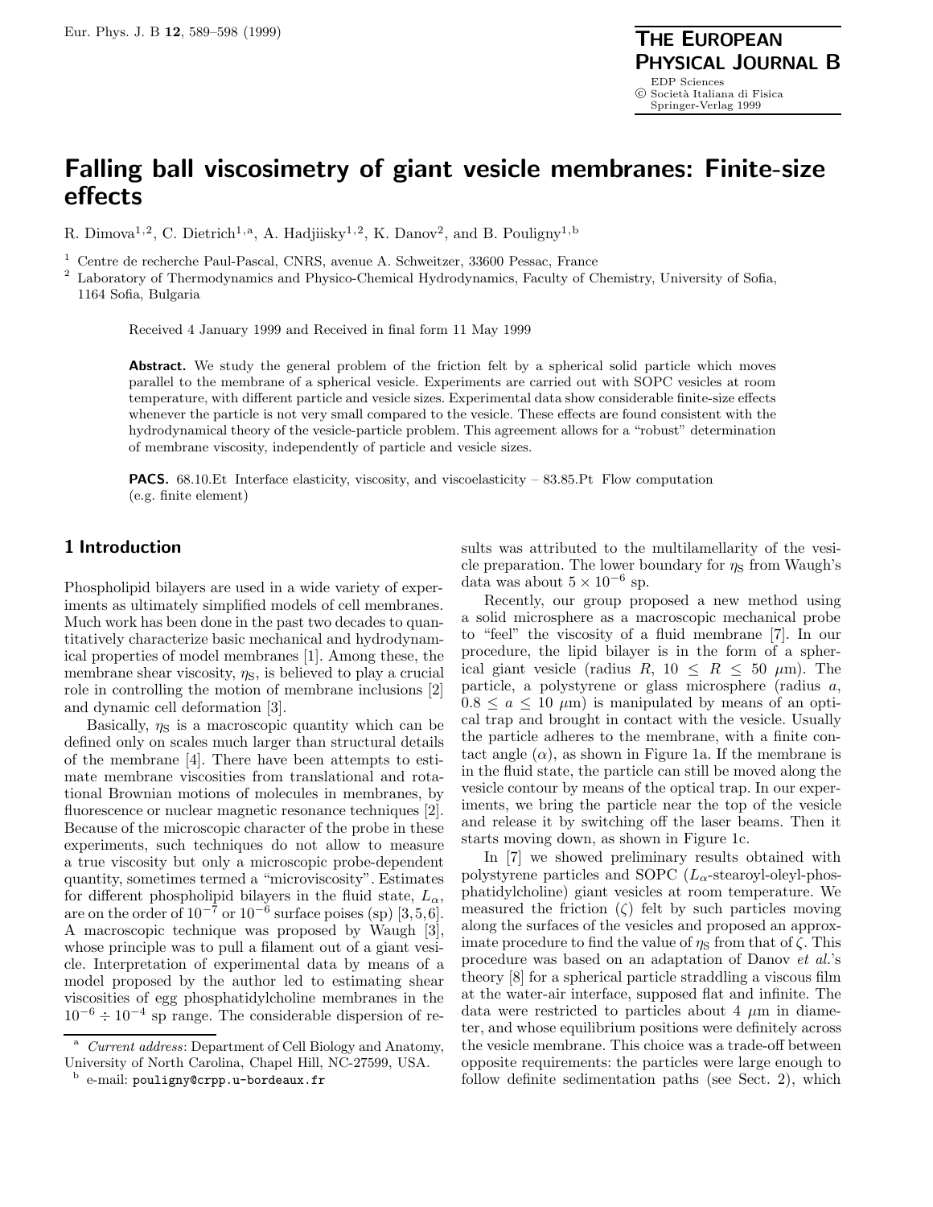# Falling ball viscosimetry of giant vesicle membranes: Finite-size effects

R. Dimova[1,2], C. Dietrich[1,a], A. Hadjiisky[1,2], K. Danov[2], and B. Pouligny[1,b]

[1] Centre de recherche Paul-Pascal, CNRS, avenue A. Schweitzer, 33600 Pessac, France

[2] Laboratory of Thermodynamics and Physico-Chemical Hydrodynamics, Faculty of Chemistry, University of Sofia, 1164 Sofia, Bulgaria

Received 4 January 1999 and Received in final form 11 May 1999

**Abstract.** We study the general problem of the friction felt by a spherical solid particle which moves parallel to the membrane of a spherical vesicle. Experiments are carried out with SOPC vesicles at room temperature, with different particle and vesicle sizes. Experimental data show considerable finite-size effects whenever the particle is not very small compared to the vesicle. These effects are found consistent with the hydrodynamical theory of the vesicle-particle problem. This agreement allows for a "robust" determination of membrane viscosity, independently of particle and vesicle sizes.

**PACS.** 68.10.Et Interface elasticity, viscosity, and viscoelasticity – 83.85.Pt Flow computation (e.g. finite element)

## 1 Introduction

Phospholipid bilayers are used in a wide variety of experiments as ultimately simplified models of cell membranes. Much work has been done in the past two decades to quantitatively characterize basic mechanical and hydrodynamical properties of model membranes [1]. Among these, the membrane shear viscosity, $\eta_S$, is believed to play a crucial role in controlling the motion of membrane inclusions [2] and dynamic cell deformation [3].

Basically, $\eta_S$ is a macroscopic quantity which can be defined only on scales much larger than structural details of the membrane [4]. There have been attempts to estimate membrane viscosities from translational and rotational Brownian motions of molecules in membranes, by fluorescence or nuclear magnetic resonance techniques [2]. Because of the microscopic character of the probe in these experiments, such techniques do not allow to measure a true viscosity but only a microscopic probe-dependent quantity, sometimes termed a "microviscosity". Estimates for different phospholipid bilayers in the fluid state, $L_\alpha$, are on the order of $10^{-7}$ or $10^{-6}$ surface poises (sp) [3,5,6]. A macroscopic technique was proposed by Waugh [3], whose principle was to pull a filament out of a giant vesicle. Interpretation of experimental data by means of a model proposed by the author led to estimating shear viscosities of egg phosphatidylcholine membranes in the $10^{-6} \div 10^{-4}$ sp range. The considerable dispersion of results was attributed to the multilamellarity of the vesicle preparation. The lower boundary for $\eta_S$ from Waugh's data was about $5 \times 10^{-6}$ sp.

Recently, our group proposed a new method using a solid microsphere as a macroscopic mechanical probe to "feel" the viscosity of a fluid membrane [7]. In our procedure, the lipid bilayer is in the form of a spherical giant vesicle (radius $R$, $10 \leq R \leq 50$ $\mu$m). The particle, a polystyrene or glass microsphere (radius $a$, $0.8 \leq a \leq 10$ $\mu$m) is manipulated by means of an optical trap and brought in contact with the vesicle. Usually the particle adheres to the membrane, with a finite contact angle ($\alpha$), as shown in Figure 1a. If the membrane is in the fluid state, the particle can still be moved along the vesicle contour by means of the optical trap. In our experiments, we bring the particle near the top of the vesicle and release it by switching off the laser beams. Then it starts moving down, as shown in Figure 1c.

In [7] we showed preliminary results obtained with polystyrene particles and SOPC ($L_\alpha$-stearoyl-oleyl-phosphatidylcholine) giant vesicles at room temperature. We measured the friction ($\zeta$) felt by such particles moving along the surfaces of the vesicles and proposed an approximate procedure to find the value of $\eta_S$ from that of $\zeta$. This procedure was based on an adaptation of Danov *et al.*'s theory [8] for a spherical particle straddling a viscous film at the water-air interface, supposed flat and infinite. The data were restricted to particles about 4 $\mu$m in diameter, and whose equilibrium positions were definitely across the vesicle membrane. This choice was a trade-off between opposite requirements: the particles were large enough to follow definite sedimentation paths (see Sect. 2), which

[a] *Current address*: Department of Cell Biology and Anatomy, University of North Carolina, Chapel Hill, NC-27599, USA.

[b] e-mail: pouligny@crpp.u-bordeaux.fr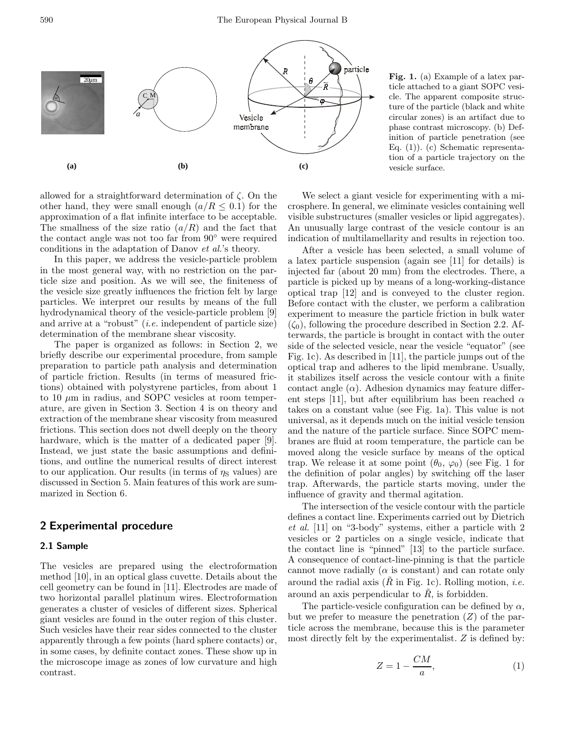Fig. 1. (a) Example of a latex particle attached to a giant SOPC vesicle. The apparent composite structure of the particle (black and white circular zones) is an artifact due to phase contrast microscopy. (b) Definition of particle penetration (see Eq. (1)). (c) Schematic representation of a particle trajectory on the vesicle surface.

allowed for a straightforward determination of $\zeta$. On the other hand, they were small enough ($a/R \leq 0.1$) for the approximation of a flat infinite interface to be acceptable. The smallness of the size ratio ($a/R$) and the fact that the contact angle was not too far from 90° were required conditions in the adaptation of Danov *et al.*'s theory.

In this paper, we address the vesicle-particle problem in the most general way, with no restriction on the particle size and position. As we will see, the finiteness of the vesicle size greatly influences the friction felt by large particles. We interpret our results by means of the full hydrodynamical theory of the vesicle-particle problem [9] and arrive at a "robust" (*i.e.* independent of particle size) determination of the membrane shear viscosity.

The paper is organized as follows: in Section 2, we briefly describe our experimental procedure, from sample preparation to particle path analysis and determination of particle friction. Results (in terms of measured frictions) obtained with polystyrene particles, from about 1 to 10 $\mu$m in radius, and SOPC vesicles at room temperature, are given in Section 3. Section 4 is on theory and extraction of the membrane shear viscosity from measured frictions. This section does not dwell deeply on the theory hardware, which is the matter of a dedicated paper [9]. Instead, we just state the basic assumptions and definitions, and outline the numerical results of direct interest to our application. Our results (in terms of $\eta_S$ values) are discussed in Section 5. Main features of this work are summarized in Section 6.

## 2 Experimental procedure

### 2.1 Sample

The vesicles are prepared using the electroformation method [10], in an optical glass cuvette. Details about the cell geometry can be found in [11]. Electrodes are made of two horizontal parallel platinum wires. Electroformation generates a cluster of vesicles of different sizes. Spherical giant vesicles are found in the outer region of this cluster. Such vesicles have their rear sides connected to the cluster apparently through a few points (hard sphere contacts) or, in some cases, by definite contact zones. These show up in the microscope image as zones of low curvature and high contrast.

We select a giant vesicle for experimenting with a microsphere. In general, we eliminate vesicles containing well visible substructures (smaller vesicles or lipid aggregates). An unusually large contrast of the vesicle contour is an indication of multilamellarity and results in rejection too.

After a vesicle has been selected, a small volume of a latex particle suspension (again see [11] for details) is injected far (about 20 mm) from the electrodes. There, a particle is picked up by means of a long-working-distance optical trap [12] and is conveyed to the cluster region. Before contact with the cluster, we perform a calibration experiment to measure the particle friction in bulk water ($\zeta_0$), following the procedure described in Section 2.2. Afterwards, the particle is brought in contact with the outer side of the selected vesicle, near the vesicle "equator" (see Fig. 1c). As described in [11], the particle jumps out of the optical trap and adheres to the lipid membrane. Usually, it stabilizes itself across the vesicle contour with a finite contact angle ($\alpha$). Adhesion dynamics may feature different steps [11], but after equilibrium has been reached $\alpha$ takes on a constant value (see Fig. 1a). This value is not universal, as it depends much on the initial vesicle tension and the nature of the particle surface. Since SOPC membranes are fluid at room temperature, the particle can be moved along the vesicle surface by means of the optical trap. We release it at some point ($\theta_0$, $\varphi_0$) (see Fig. 1 for the definition of polar angles) by switching off the laser trap. Afterwards, the particle starts moving, under the influence of gravity and thermal agitation.

The intersection of the vesicle contour with the particle defines a contact line. Experiments carried out by Dietrich *et al.* [11] on "3-body" systems, either a particle with 2 vesicles or 2 particles on a single vesicle, indicate that the contact line is "pinned" [13] to the particle surface. A consequence of contact-line-pinning is that the particle cannot move radially ($\alpha$ is constant) and can rotate only around the radial axis ($\tilde{R}$ in Fig. 1c). Rolling motion, *i.e.* around an axis perpendicular to $\tilde{R}$, is forbidden.

The particle-vesicle configuration can be defined by $\alpha$, but we prefer to measure the penetration ($Z$) of the particle across the membrane, because this is the parameter most directly felt by the experimentalist. $Z$ is defined by:

$$Z = 1 - \frac{CM}{a}, \tag{1}$$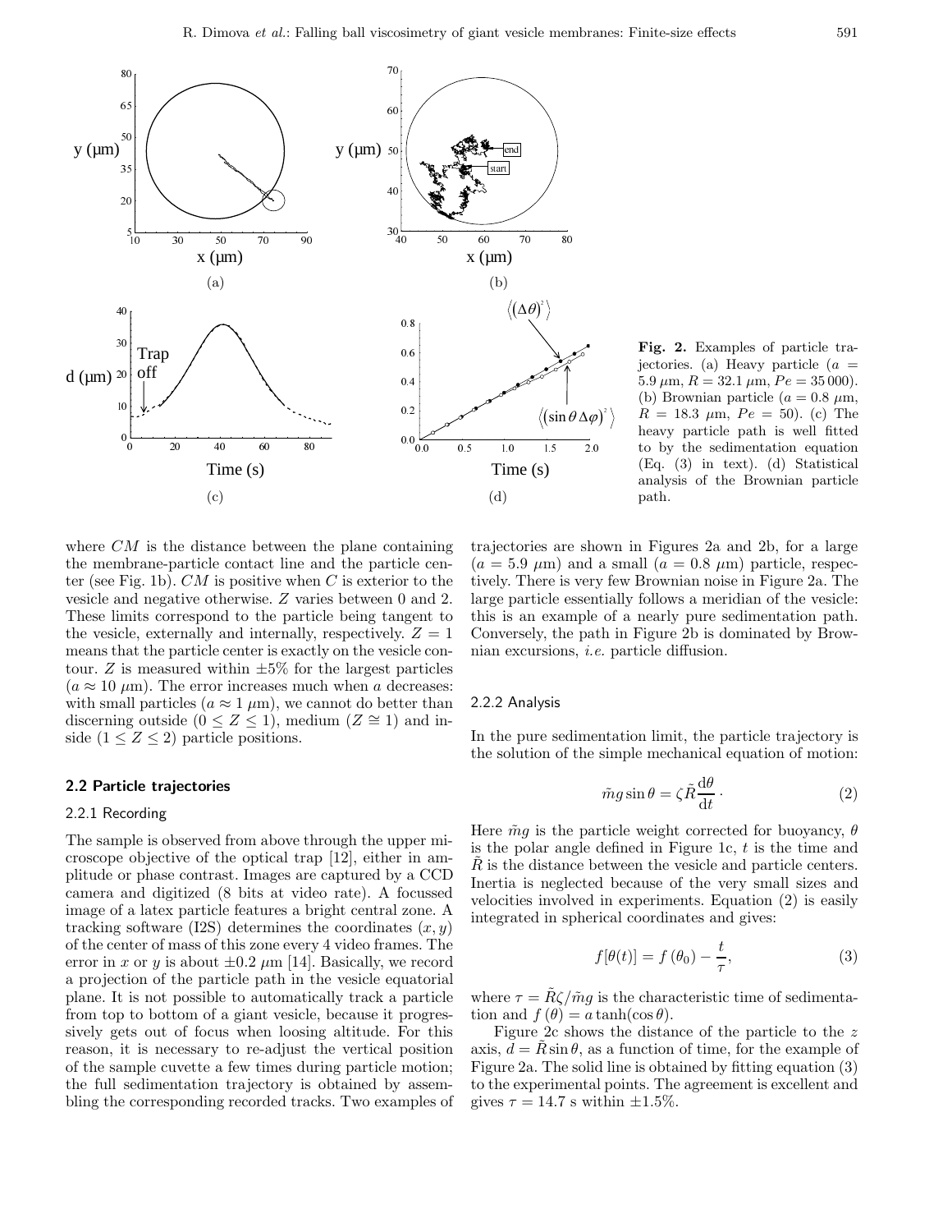**Fig. 2.** Examples of particle trajectories. (a) Heavy particle ($a = 5.9\ \mu$m, $R = 32.1\ \mu$m, $Pe = 35\,000$). (b) Brownian particle ($a = 0.8\ \mu$m, $R = 18.3\ \mu$m, $Pe = 50$). (c) The heavy particle path is well fitted to by the sedimentation equation (Eq. (3) in text). (d) Statistical analysis of the Brownian particle path.

where $CM$ is the distance between the plane containing the membrane-particle contact line and the particle center (see Fig. 1b). $CM$ is positive when $C$ is exterior to the vesicle and negative otherwise. $Z$ varies between 0 and 2. These limits correspond to the particle being tangent to the vesicle, externally and internally, respectively. $Z = 1$ means that the particle center is exactly on the vesicle contour. $Z$ is measured within $\pm 5\%$ for the largest particles ($a \approx 10\ \mu$m). The error increases much when $a$ decreases: with small particles ($a \approx 1\ \mu$m), we cannot do better than discerning outside ($0 \le Z \le 1$), medium ($Z \cong 1$) and inside ($1 \le Z \le 2$) particle positions.

### 2.2 Particle trajectories

#### 2.2.1 Recording

The sample is observed from above through the upper microscope objective of the optical trap [12], either in amplitude or phase contrast. Images are captured by a CCD camera and digitized (8 bits at video rate). A focussed image of a latex particle features a bright central zone. A tracking software (I2S) determines the coordinates $(x, y)$ of the center of mass of this zone every 4 video frames. The error in $x$ or $y$ is about $\pm 0.2\ \mu$m [14]. Basically, we record a projection of the particle path in the vesicle equatorial plane. It is not possible to automatically track a particle from top to bottom of a giant vesicle, because it progressively gets out of focus when loosing altitude. For this reason, it is necessary to re-adjust the vertical position of the sample cuvette a few times during particle motion; the full sedimentation trajectory is obtained by assembling the corresponding recorded tracks. Two examples of trajectories are shown in Figures 2a and 2b, for a large ($a = 5.9\ \mu$m) and a small ($a = 0.8\ \mu$m) particle, respectively. There is very few Brownian noise in Figure 2a. The large particle essentially follows a meridian of the vesicle: this is an example of a nearly pure sedimentation path. Conversely, the path in Figure 2b is dominated by Brownian excursions, *i.e.* particle diffusion.

#### 2.2.2 Analysis

In the pure sedimentation limit, the particle trajectory is the solution of the simple mechanical equation of motion:

$$\tilde{m}g \sin\theta = \zeta \tilde{R} \frac{\mathrm{d}\theta}{\mathrm{d}t} \cdot \tag{2}$$

Here $\tilde{m}g$ is the particle weight corrected for buoyancy, $\theta$ is the polar angle defined in Figure 1c, $t$ is the time and $\tilde{R}$ is the distance between the vesicle and particle centers. Inertia is neglected because of the very small sizes and velocities involved in experiments. Equation (2) is easily integrated in spherical coordinates and gives:

$$f[\theta(t)] = f(\theta_0) - \frac{t}{\tau}, \tag{3}$$

where $\tau = \tilde{R}\zeta/\tilde{m}g$ is the characteristic time of sedimentation and $f(\theta) = a \tanh(\cos\theta)$.

Figure 2c shows the distance of the particle to the $z$ axis, $d = \tilde{R}\sin\theta$, as a function of time, for the example of Figure 2a. The solid line is obtained by fitting equation (3) to the experimental points. The agreement is excellent and gives $\tau = 14.7$ s within $\pm 1.5\%$.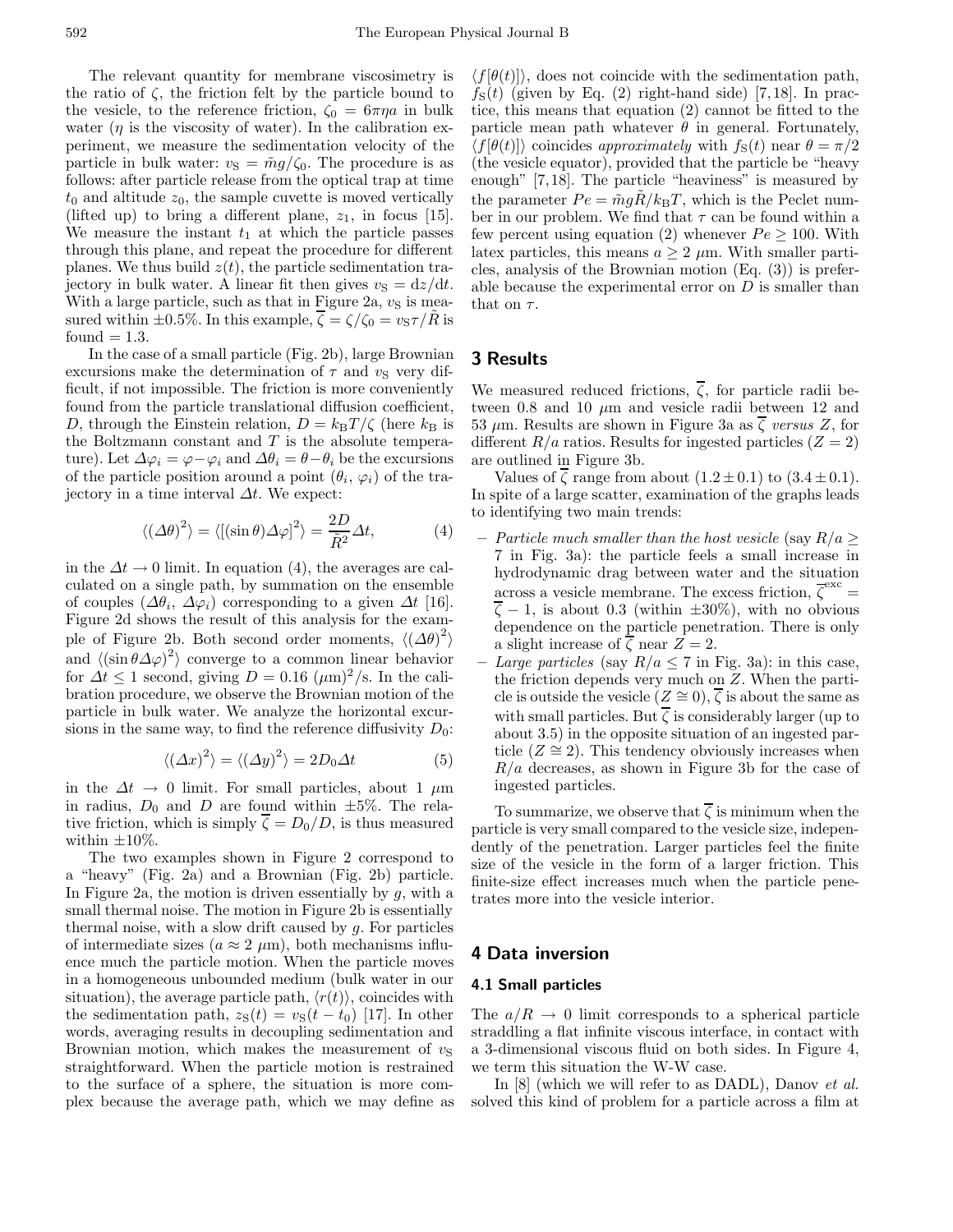The relevant quantity for membrane viscosimetry is the ratio of $\zeta$, the friction felt by the particle bound to the vesicle, to the reference friction, $\zeta_0 = 6\pi\eta a$ in bulk water ($\eta$ is the viscosity of water). In the calibration experiment, we measure the sedimentation velocity of the particle in bulk water: $v_\mathrm{S} = \tilde{m}g/\zeta_0$. The procedure is as follows: after particle release from the optical trap at time $t_0$ and altitude $z_0$, the sample cuvette is moved vertically (lifted up) to bring a different plane, $z_1$, in focus [15]. We measure the instant $t_1$ at which the particle passes through this plane, and repeat the procedure for different planes. We thus build $z(t)$, the particle sedimentation trajectory in bulk water. A linear fit then gives $v_\mathrm{S} = \mathrm{d}z/\mathrm{d}t$. With a large particle, such as that in Figure 2a, $v_\mathrm{S}$ is measured within $\pm 0.5\%$. In this example, $\overline{\zeta} = \zeta/\zeta_0 = v_\mathrm{S}\tau/\tilde{R}$ is found $= 1.3$.

In the case of a small particle (Fig. 2b), large Brownian excursions make the determination of $\tau$ and $v_\mathrm{S}$ very difficult, if not impossible. The friction is more conveniently found from the particle translational diffusion coefficient, $D$, through the Einstein relation, $D = k_\mathrm{B}T/\zeta$ (here $k_\mathrm{B}$ is the Boltzmann constant and $T$ is the absolute temperature). Let $\Delta\varphi_i = \varphi - \varphi_i$ and $\Delta\theta_i = \theta - \theta_i$ be the excursions of the particle position around a point $(\theta_i, \varphi_i)$ of the trajectory in a time interval $\Delta t$. We expect:

$$\langle (\Delta\theta)^2 \rangle = \langle [(\sin\theta)\Delta\varphi]^2 \rangle = \frac{2D}{\tilde{R}^2}\Delta t, \tag{4}$$

in the $\Delta t \to 0$ limit. In equation (4), the averages are calculated on a single path, by summation on the ensemble of couples $(\Delta\theta_i, \Delta\varphi_i)$ corresponding to a given $\Delta t$ [16]. Figure 2d shows the result of this analysis for the example of Figure 2b. Both second order moments, $\langle(\Delta\theta)^2\rangle$ and $\langle(\sin\theta\Delta\varphi)^2\rangle$ converge to a common linear behavior for $\Delta t \le 1$ second, giving $D = 0.16$ $(\mu\mathrm{m})^2/\mathrm{s}$. In the calibration procedure, we observe the Brownian motion of the particle in bulk water. We analyze the horizontal excursions in the same way, to find the reference diffusivity $D_0$:

$$\langle (\Delta x)^2 \rangle = \langle (\Delta y)^2 \rangle = 2D_0\Delta t \tag{5}$$

in the $\Delta t \to 0$ limit. For small particles, about 1 $\mu$m in radius, $D_0$ and $D$ are found within $\pm 5\%$. The relative friction, which is simply $\overline{\zeta} = D_0/D$, is thus measured within $\pm 10\%$.

The two examples shown in Figure 2 correspond to a "heavy" (Fig. 2a) and a Brownian (Fig. 2b) particle. In Figure 2a, the motion is driven essentially by $g$, with a small thermal noise. The motion in Figure 2b is essentially thermal noise, with a slow drift caused by $g$. For particles of intermediate sizes ($a \approx 2$ $\mu$m), both mechanisms influence much the particle motion. When the particle moves in a homogeneous unbounded medium (bulk water in our situation), the average particle path, $\langle r(t)\rangle$, coincides with the sedimentation path, $z_\mathrm{S}(t) = v_\mathrm{S}(t - t_0)$ [17]. In other words, averaging results in decoupling sedimentation and Brownian motion, which makes the measurement of $v_\mathrm{S}$ straightforward. When the particle motion is restrained to the surface of a sphere, the situation is more complex because the average path, which we may define as $\langle f[\theta(t)]\rangle$, does not coincide with the sedimentation path, $f_\mathrm{S}(t)$ (given by Eq. (2) right-hand side) [7,18]. In practice, this means that equation (2) cannot be fitted to the particle mean path whatever $\theta$ in general. Fortunately, $\langle f[\theta(t)]\rangle$ coincides *approximately* with $f_\mathrm{S}(t)$ near $\theta = \pi/2$ (the vesicle equator), provided that the particle be "heavy enough" [7,18]. The particle "heaviness" is measured by the parameter $Pe = \tilde{m}g\tilde{R}/k_\mathrm{B}T$, which is the Peclet number in our problem. We find that $\tau$ can be found within a few percent using equation (2) whenever $Pe \ge 100$. With latex particles, this means $a \ge 2$ $\mu$m. With smaller particles, analysis of the Brownian motion (Eq. (3)) is preferable because the experimental error on $D$ is smaller than that on $\tau$.

## 3 Results

We measured reduced frictions, $\overline{\zeta}$, for particle radii between 0.8 and 10 $\mu$m and vesicle radii between 12 and 53 $\mu$m. Results are shown in Figure 3a as $\overline{\zeta}$ *versus* $Z$, for different $R/a$ ratios. Results for ingested particles ($Z = 2$) are outlined in Figure 3b.

Values of $\overline{\zeta}$ range from about $(1.2 \pm 0.1)$ to $(3.4 \pm 0.1)$. In spite of a large scatter, examination of the graphs leads to identifying two main trends:

- *Particle much smaller than the host vesicle* (say $R/a \ge 7$ in Fig. 3a): the particle feels a small increase in hydrodynamic drag between water and the situation across a vesicle membrane. The excess friction, $\overline{\zeta}^{\mathrm{exc}} = \overline{\zeta} - 1$, is about 0.3 (within $\pm 30\%$), with no obvious dependence on the particle penetration. There is only a slight increase of $\overline{\zeta}$ near $Z = 2$.
- *Large particles* (say $R/a \le 7$ in Fig. 3a): in this case, the friction depends very much on $Z$. When the particle is outside the vesicle ($Z \cong 0$), $\overline{\zeta}$ is about the same as with small particles. But $\overline{\zeta}$ is considerably larger (up to about 3.5) in the opposite situation of an ingested particle ($Z \cong 2$). This tendency obviously increases when $R/a$ decreases, as shown in Figure 3b for the case of ingested particles.

To summarize, we observe that $\overline{\zeta}$ is minimum when the particle is very small compared to the vesicle size, independently of the penetration. Larger particles feel the finite size of the vesicle in the form of a larger friction. This finite-size effect increases much when the particle penetrates more into the vesicle interior.

## 4 Data inversion

### 4.1 Small particles

The $a/R \to 0$ limit corresponds to a spherical particle straddling a flat infinite viscous interface, in contact with a 3-dimensional viscous fluid on both sides. In Figure 4, we term this situation the W-W case.

In [8] (which we will refer to as DADL), Danov *et al.* solved this kind of problem for a particle across a film at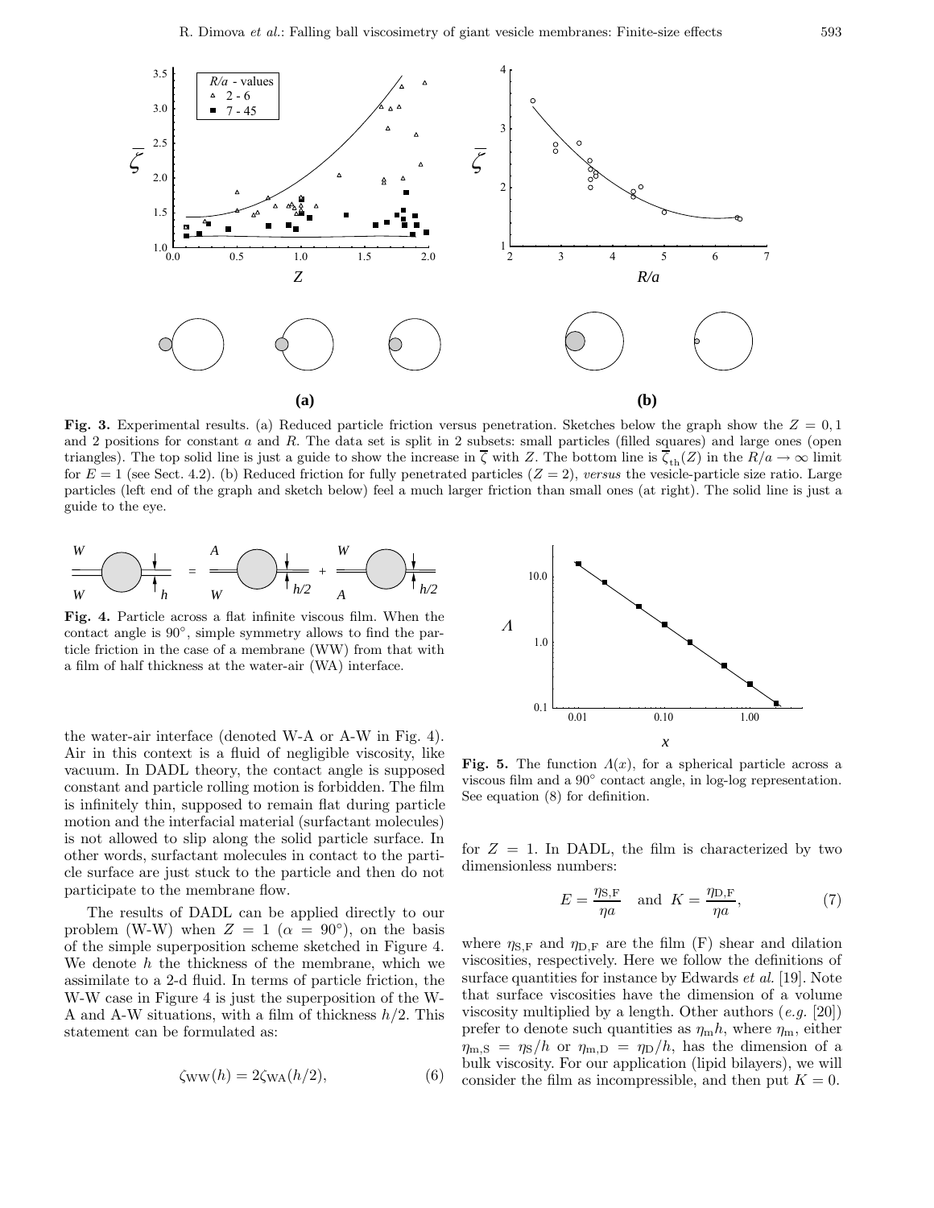**Fig. 3.** Experimental results. (a) Reduced particle friction versus penetration. Sketches below the graph show the $Z = 0, 1$ and 2 positions for constant $a$ and $R$. The data set is split in 2 subsets: small particles (filled squares) and large ones (open triangles). The top solid line is just a guide to show the increase in $\overline{\zeta}$ with $Z$. The bottom line is $\overline{\zeta}_{\text{th}}(Z)$ in the $R/a \to \infty$ limit for $E = 1$ (see Sect. 4.2). (b) Reduced friction for fully penetrated particles ($Z = 2$), *versus* the vesicle-particle size ratio. Large particles (left end of the graph and sketch below) feel a much larger friction than small ones (at right). The solid line is just a guide to the eye.

**Fig. 4.** Particle across a flat infinite viscous film. When the contact angle is 90°, simple symmetry allows to find the particle friction in the case of a membrane (WW) from that with a film of half thickness at the water-air (WA) interface.

**Fig. 5.** The function $\Lambda(x)$, for a spherical particle across a viscous film and a 90° contact angle, in log-log representation. See equation (8) for definition.

the water-air interface (denoted W-A or A-W in Fig. 4). Air in this context is a fluid of negligible viscosity, like vacuum. In DADL theory, the contact angle is supposed constant and particle rolling motion is forbidden. The film is infinitely thin, supposed to remain flat during particle motion and the interfacial material (surfactant molecules) is not allowed to slip along the solid particle surface. In other words, surfactant molecules in contact to the particle surface are just stuck to the particle and then do not participate to the membrane flow.

The results of DADL can be applied directly to our problem (W-W) when $Z = 1$ ($\alpha = 90°$), on the basis of the simple superposition scheme sketched in Figure 4. We denote $h$ the thickness of the membrane, which we assimilate to a 2-d fluid. In terms of particle friction, the W-W case in Figure 4 is just the superposition of the W-A and A-W situations, with a film of thickness $h/2$. This statement can be formulated as:

$$\zeta_{\text{WW}}(h) = 2\zeta_{\text{WA}}(h/2), \tag{6}$$

for $Z = 1$. In DADL, the film is characterized by two dimensionless numbers:

$$E = \frac{\eta_{\text{S,F}}}{\eta a} \quad \text{and} \quad K = \frac{\eta_{\text{D,F}}}{\eta a}, \tag{7}$$

where $\eta_{\text{S,F}}$ and $\eta_{\text{D,F}}$ are the film (F) shear and dilation viscosities, respectively. Here we follow the definitions of surface quantities for instance by Edwards *et al.* [19]. Note that surface viscosities have the dimension of a volume viscosity multiplied by a length. Other authors (*e.g.* [20]) prefer to denote such quantities as $\eta_{\text{m}} h$, where $\eta_{\text{m}}$, either $\eta_{\text{m,S}} = \eta_{\text{S}}/h$ or $\eta_{\text{m,D}} = \eta_{\text{D}}/h$, has the dimension of a bulk viscosity. For our application (lipid bilayers), we will consider the film as incompressible, and then put $K = 0$.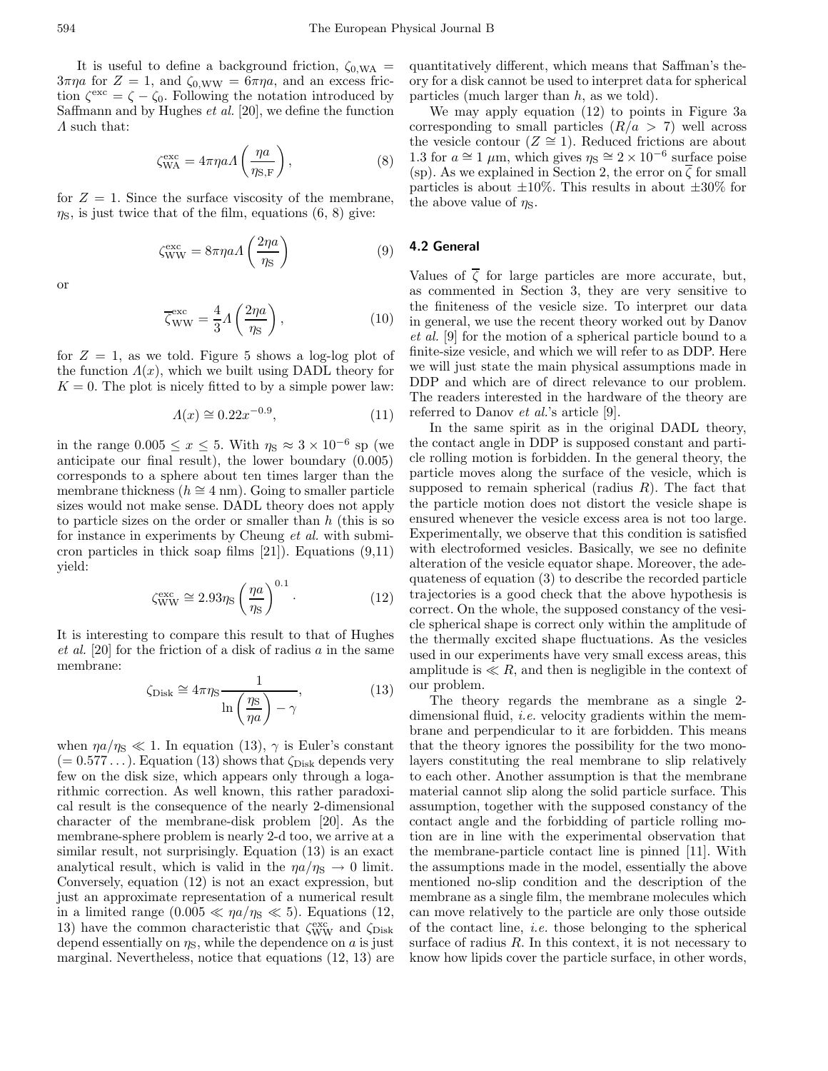It is useful to define a background friction, $\zeta_{0,\mathrm{WA}} = 3\pi\eta a$ for $Z = 1$, and $\zeta_{0,\mathrm{WW}} = 6\pi\eta a$, and an excess friction $\zeta^{\mathrm{exc}} = \zeta - \zeta_0$. Following the notation introduced by Saffmann and by Hughes *et al.* [20], we define the function $\Lambda$ such that:

$$\zeta_{\mathrm{WA}}^{\mathrm{exc}} = 4\pi\eta a \Lambda\left(\frac{\eta a}{\eta_{\mathrm{S,F}}}\right), \tag{8}$$

for $Z = 1$. Since the surface viscosity of the membrane, $\eta_{\mathrm{S}}$, is just twice that of the film, equations (6, 8) give:

$$\zeta_{\mathrm{WW}}^{\mathrm{exc}} = 8\pi\eta a \Lambda\left(\frac{2\eta a}{\eta_{\mathrm{S}}}\right) \tag{9}$$

or

$$\overline{\zeta}_{\mathrm{WW}}^{\mathrm{exc}} = \frac{4}{3}\Lambda\left(\frac{2\eta a}{\eta_{\mathrm{S}}}\right), \tag{10}$$

for $Z = 1$, as we told. Figure 5 shows a log-log plot of the function $\Lambda(x)$, which we built using DADL theory for $K = 0$. The plot is nicely fitted to by a simple power law:

$$\Lambda(x) \cong 0.22x^{-0.9}, \tag{11}$$

in the range $0.005 \leq x \leq 5$. With $\eta_{\mathrm{S}} \approx 3 \times 10^{-6}$ sp (we anticipate our final result), the lower boundary (0.005) corresponds to a sphere about ten times larger than the membrane thickness ($h \cong 4$ nm). Going to smaller particle sizes would not make sense. DADL theory does not apply to particle sizes on the order or smaller than $h$ (this is so for instance in experiments by Cheung *et al.* with submicron particles in thick soap films [21]). Equations (9,11) yield:

$$\zeta_{\mathrm{WW}}^{\mathrm{exc}} \cong 2.93\eta_{\mathrm{S}}\left(\frac{\eta a}{\eta_{\mathrm{S}}}\right)^{0.1}. \tag{12}$$

It is interesting to compare this result to that of Hughes *et al.* [20] for the friction of a disk of radius $a$ in the same membrane:

$$\zeta_{\mathrm{Disk}} \cong 4\pi\eta_{\mathrm{S}}\frac{1}{\ln\left(\dfrac{\eta_{\mathrm{S}}}{\eta a}\right) - \gamma}, \tag{13}$$

when $\eta a/\eta_{\mathrm{S}} \ll 1$. In equation (13), $\gamma$ is Euler's constant ($= 0.577\ldots$). Equation (13) shows that $\zeta_{\mathrm{Disk}}$ depends very few on the disk size, which appears only through a logarithmic correction. As well known, this rather paradoxical result is the consequence of the nearly 2-dimensional character of the membrane-disk problem [20]. As the membrane-sphere problem is nearly 2-d too, we arrive at a similar result, not surprisingly. Equation (13) is an exact analytical result, which is valid in the $\eta a/\eta_{\mathrm{S}} \to 0$ limit. Conversely, equation (12) is not an exact expression, but just an approximate representation of a numerical result in a limited range ($0.005 \ll \eta a/\eta_{\mathrm{S}} \ll 5$). Equations (12, 13) have the common characteristic that $\zeta_{\mathrm{WW}}^{\mathrm{exc}}$ and $\zeta_{\mathrm{Disk}}$ depend essentially on $\eta_{\mathrm{S}}$, while the dependence on $a$ is just marginal. Nevertheless, notice that equations (12, 13) are quantitatively different, which means that Saffman's theory for a disk cannot be used to interpret data for spherical particles (much larger than $h$, as we told).

We may apply equation (12) to points in Figure 3a corresponding to small particles ($R/a > 7$) well across the vesicle contour ($Z \cong 1$). Reduced frictions are about 1.3 for $a \cong 1$ μm, which gives $\eta_{\mathrm{S}} \cong 2 \times 10^{-6}$ surface poise (sp). As we explained in Section 2, the error on $\overline{\zeta}$ for small particles is about $\pm 10\%$. This results in about $\pm 30\%$ for the above value of $\eta_{\mathrm{S}}$.

### 4.2 General

Values of $\overline{\zeta}$ for large particles are more accurate, but, as commented in Section 3, they are very sensitive to the finiteness of the vesicle size. To interpret our data in general, we use the recent theory worked out by Danov *et al.* [9] for the motion of a spherical particle bound to a finite-size vesicle, and which we will refer to as DDP. Here we will just state the main physical assumptions made in DDP and which are of direct relevance to our problem. The readers interested in the hardware of the theory are referred to Danov *et al.*'s article [9].

In the same spirit as in the original DADL theory, the contact angle in DDP is supposed constant and particle rolling motion is forbidden. In the general theory, the particle moves along the surface of the vesicle, which is supposed to remain spherical (radius $R$). The fact that the particle motion does not distort the vesicle shape is ensured whenever the vesicle excess area is not too large. Experimentally, we observe that this condition is satisfied with electroformed vesicles. Basically, we see no definite alteration of the vesicle equator shape. Moreover, the adequateness of equation (3) to describe the recorded particle trajectories is a good check that the above hypothesis is correct. On the whole, the supposed constancy of the vesicle spherical shape is correct only within the amplitude of the thermally excited shape fluctuations. As the vesicles used in our experiments have very small excess areas, this amplitude is $\ll R$, and then is negligible in the context of our problem.

The theory regards the membrane as a single 2-dimensional fluid, *i.e.* velocity gradients within the membrane and perpendicular to it are forbidden. This means that the theory ignores the possibility for the two monolayers constituting the real membrane to slip relatively to each other. Another assumption is that the membrane material cannot slip along the solid particle surface. This assumption, together with the supposed constancy of the contact angle and the forbidding of particle rolling motion are in line with the experimental observation that the membrane-particle contact line is pinned [11]. With the assumptions made in the model, essentially the above mentioned no-slip condition and the description of the membrane as a single film, the membrane molecules which can move relatively to the particle are only those outside of the contact line, *i.e.* those belonging to the spherical surface of radius $R$. In this context, it is not necessary to know how lipids cover the particle surface, in other words,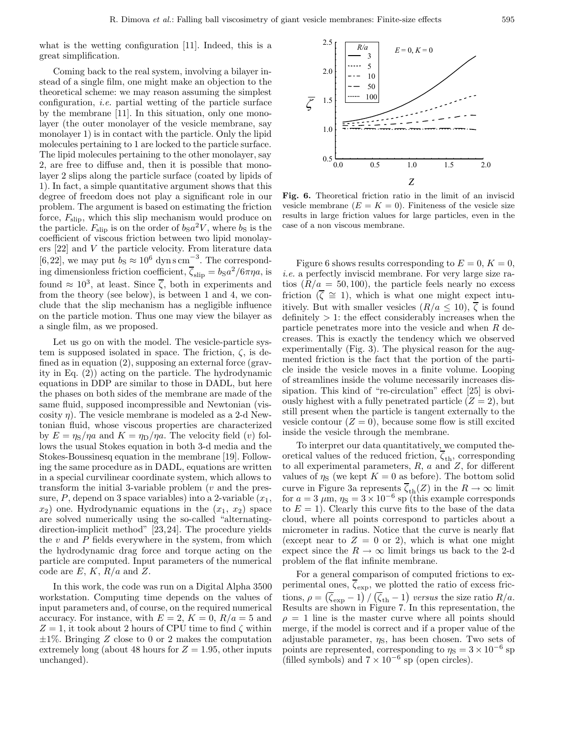what is the wetting configuration [11]. Indeed, this is a great simplification.

Coming back to the real system, involving a bilayer instead of a single film, one might make an objection to the theoretical scheme: we may reason assuming the simplest configuration, *i.e.* partial wetting of the particle surface by the membrane [11]. In this situation, only one monolayer (the outer monolayer of the vesicle membrane, say monolayer 1) is in contact with the particle. Only the lipid molecules pertaining to 1 are locked to the particle surface. The lipid molecules pertaining to the other monolayer, say 2, are free to diffuse and, then it is possible that monolayer 2 slips along the particle surface (coated by lipids of 1). In fact, a simple quantitative argument shows that this degree of freedom does not play a significant role in our problem. The argument is based on estimating the friction force, $F_{\rm slip}$, which this slip mechanism would produce on the particle. $F_{\rm slip}$ is on the order of $b_{\rm S}a^2V$, where $b_{\rm S}$ is the coefficient of viscous friction between two lipid monolayers [22] and $V$ the particle velocity. From literature data [6,22], we may put $b_{\rm S} \approx 10^6$ dyn s cm$^{-3}$. The corresponding dimensionless friction coefficient, $\overline{\zeta}_{\rm slip} = b_{\rm S}a^2/6\pi\eta a$, is found $\approx 10^3$, at least. Since $\overline{\zeta}$, both in experiments and from the theory (see below), is between 1 and 4, we conclude that the slip mechanism has a negligible influence on the particle motion. Thus one may view the bilayer as a single film, as we proposed.

Let us go on with the model. The vesicle-particle system is supposed isolated in space. The friction, $\zeta$, is defined as in equation (2), supposing an external force (gravity in Eq. (2)) acting on the particle. The hydrodynamic equations in DDP are similar to those in DADL, but here the phases on both sides of the membrane are made of the same fluid, supposed incompressible and Newtonian (viscosity $\eta$). The vesicle membrane is modeled as a 2-d Newtonian fluid, whose viscous properties are characterized by $E = \eta_{\rm S}/\eta a$ and $K = \eta_{\rm D}/\eta a$. The velocity field ($v$) follows the usual Stokes equation in both 3-d media and the Stokes-Boussinesq equation in the membrane [19]. Following the same procedure as in DADL, equations are written in a special curvilinear coordinate system, which allows to transform the initial 3-variable problem ($v$ and the pressure, $P$, depend on 3 space variables) into a 2-variable ($x_1$, $x_2$) one. Hydrodynamic equations in the ($x_1$, $x_2$) space are solved numerically using the so-called "alternating-direction-implicit method" [23,24]. The procedure yields the $v$ and $P$ fields everywhere in the system, from which the hydrodynamic drag force and torque acting on the particle are computed. Input parameters of the numerical code are $E$, $K$, $R/a$ and $Z$.

In this work, the code was run on a Digital Alpha 3500 workstation. Computing time depends on the values of input parameters and, of course, on the required numerical accuracy. For instance, with $E = 2$, $K = 0$, $R/a = 5$ and $Z = 1$, it took about 2 hours of CPU time to find $\zeta$ within $\pm 1\%$. Bringing $Z$ close to 0 or 2 makes the computation extremely long (about 48 hours for $Z = 1.95$, other inputs unchanged).

**Fig. 6.** Theoretical friction ratio in the limit of an inviscid vesicle membrane ($E = K = 0$). Finiteness of the vesicle size results in large friction values for large particles, even in the case of a non viscous membrane.

Figure 6 shows results corresponding to $E = 0$, $K = 0$, *i.e.* a perfectly inviscid membrane. For very large size ratios ($R/a = 50, 100$), the particle feels nearly no excess friction ($\overline{\zeta} \cong 1$), which is what one might expect intuitively. But with smaller vesicles ($R/a \leq 10$), $\overline{\zeta}$ is found definitely $> 1$: the effect considerably increases when the particle penetrates more into the vesicle and when $R$ decreases. This is exactly the tendency which we observed experimentally (Fig. 3). The physical reason for the augmented friction is the fact that the portion of the particle inside the vesicle moves in a finite volume. Looping of streamlines inside the volume necessarily increases dissipation. This kind of "re-circulation" effect [25] is obviously highest with a fully penetrated particle ($Z = 2$), but still present when the particle is tangent externally to the vesicle contour ($Z = 0$), because some flow is still excited inside the vesicle through the membrane.

To interpret our data quantitatively, we computed theoretical values of the reduced friction, $\overline{\zeta}_{\rm th}$, corresponding to all experimental parameters, $R$, $a$ and $Z$, for different values of $\eta_{\rm S}$ (we kept $K = 0$ as before). The bottom solid curve in Figure 3a represents $\overline{\zeta}_{\rm th}(Z)$ in the $R \to \infty$ limit for $a = 3$ $\mu$m, $\eta_{\rm S} = 3 \times 10^{-6}$ sp (this example corresponds to $E = 1$). Clearly this curve fits to the base of the data cloud, where all points correspond to particles about a micrometer in radius. Notice that the curve is nearly flat (except near to $Z = 0$ or 2), which is what one might expect since the $R \to \infty$ limit brings us back to the 2-d problem of the flat infinite membrane.

For a general comparison of computed frictions to experimental ones, $\overline{\zeta}_{\rm exp}$, we plotted the ratio of excess frictions, $\rho = \left(\overline{\zeta}_{\rm exp} - 1\right)/\left(\overline{\zeta}_{\rm th} - 1\right)$ *versus* the size ratio $R/a$. Results are shown in Figure 7. In this representation, the $\rho = 1$ line is the master curve where all points should merge, if the model is correct and if a proper value of the adjustable parameter, $\eta_{\rm S}$, has been chosen. Two sets of points are represented, corresponding to $\eta_{\rm S} = 3 \times 10^{-6}$ sp (filled symbols) and $7 \times 10^{-6}$ sp (open circles).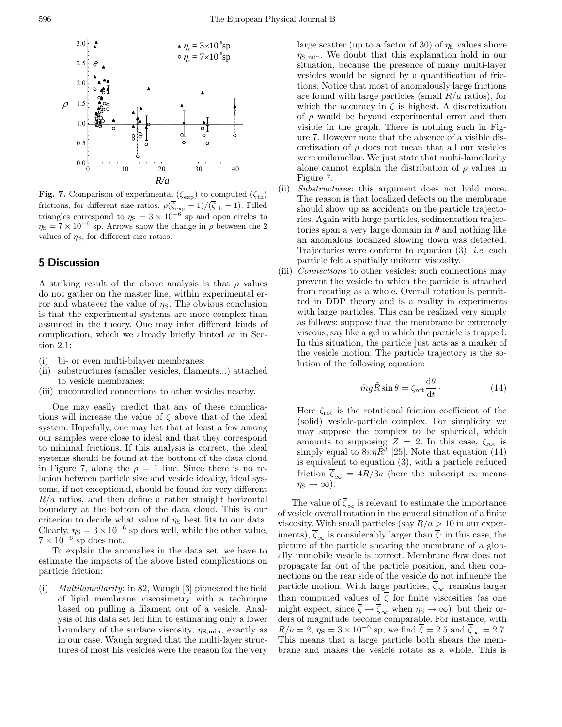**Fig. 7.** Comparison of experimental ($\overline{\zeta}_{\rm exp}$) to computed ($\overline{\zeta}_{\rm th}$) frictions, for different size ratios. $\rho(\overline{\zeta}_{\rm exp}-1)/(\overline{\zeta}_{\rm th}-1)$. Filled triangles correspond to $\eta_{\rm S} = 3\times10^{-6}$ sp and open circles to $\eta_{\rm S} = 7\times10^{-6}$ sp. Arrows show the change in $\rho$ between the 2 values of $\eta_{\rm S}$, for different size ratios.

## 5 Discussion

A striking result of the above analysis is that $\rho$ values do not gather on the master line, within experimental error and whatever the value of $\eta_{\rm S}$. The obvious conclusion is that the experimental systems are more complex than assumed in the theory. One may infer different kinds of complication, which we already briefly hinted at in Section 2.1:

(i) bi- or even multi-bilayer membranes;
(ii) substructures (smaller vesicles, filaments...) attached to vesicle membranes;
(iii) uncontrolled connections to other vesicles nearby.

One may easily predict that any of these complications will increase the value of $\zeta$ above that of the ideal system. Hopefully, one may bet that at least a few among our samples were close to ideal and that they correspond to minimal frictions. If this analysis is correct, the ideal systems should be found at the bottom of the data cloud in Figure 7, along the $\rho = 1$ line. Since there is no relation between particle size and vesicle ideality, ideal systems, if not exceptional, should be found for very different $R/a$ ratios, and then define a rather straight horizontal boundary at the bottom of the data cloud. This is our criterion to decide what value of $\eta_{\rm S}$ best fits to our data. Clearly, $\eta_{\rm S} = 3\times10^{-6}$ sp does well, while the other value, $7\times10^{-6}$ sp does not.

To explain the anomalies in the data set, we have to estimate the impacts of the above listed complications on particle friction:

(i) *Multilamellarity*: in 82, Waugh [3] pioneered the field of lipid membrane viscosimetry with a technique based on pulling a filament out of a vesicle. Analysis of his data set led him to estimating only a lower boundary of the surface viscosity, $\eta_{\rm S,min}$, exactly as in our case. Waugh argued that the multi-layer structures of most his vesicles were the reason for the very large scatter (up to a factor of 30) of $\eta_{\rm S}$ values above $\eta_{\rm S,min}$. We doubt that this explanation hold in our situation, because the presence of many multi-layer vesicles would be signed by a quantification of frictions. Notice that most of anomalously large frictions are found with large particles (small $R/a$ ratios), for which the accuracy in $\zeta$ is highest. A discretization of $\rho$ would be beyond experimental error and then visible in the graph. There is nothing such in Figure 7. However note that the absence of a visible discretization of $\rho$ does not mean that all our vesicles were unilamellar. We just state that multi-lamellarity alone cannot explain the distribution of $\rho$ values in Figure 7.

(ii) *Substructures*: this argument does not hold more. The reason is that localized defects on the membrane should show up as accidents on the particle trajectories. Again with large particles, sedimentation trajectories span a very large domain in $\theta$ and nothing like an anomalous localized slowing down was detected. Trajectories were conform to equation (3), *i.e.* each particle felt a spatially uniform viscosity.

(iii) *Connections* to other vesicles: such connections may prevent the vesicle to which the particle is attached from rotating as a whole. Overall rotation is permitted in DDP theory and is a reality in experiments with large particles. This can be realized very simply as follows: suppose that the membrane be extremely viscous, say like a gel in which the particle is trapped. In this situation, the particle just acts as a marker of the vesicle motion. The particle trajectory is the solution of the following equation:

$$\tilde{m}g\tilde{R}\sin\theta = \zeta_{\rm rot}\frac{{\rm d}\theta}{{\rm d}t}\,. \tag{14}$$

Here $\zeta_{\rm rot}$ is the rotational friction coefficient of the (solid) vesicle-particle complex. For simplicity we may suppose the complex to be spherical, which amounts to supposing $Z = 2$. In this case, $\zeta_{\rm rot}$ is simply equal to $8\pi\eta\tilde{R}^3$ [25]. Note that equation (14) is equivalent to equation (3), with a particle reduced friction $\overline{\zeta}_\infty = 4R/3a$ (here the subscript $\infty$ means $\eta_{\rm S}\to\infty$).

The value of $\overline{\zeta}_\infty$ is relevant to estimate the importance of vesicle overall rotation in the general situation of a finite viscosity. With small particles (say $R/a > 10$ in our experiments), $\overline{\zeta}_\infty$ is considerably larger than $\overline{\zeta}$: in this case, the picture of the particle shearing the membrane of a globally immobile vesicle is correct. Membrane flow does not propagate far out of the particle position, and then connections on the rear side of the vesicle do not influence the particle motion. With large particles, $\overline{\zeta}_\infty$ remains larger than computed values of $\overline{\zeta}$ for finite viscosities (as one might expect, since $\overline{\zeta}\to\overline{\zeta}_\infty$ when $\eta_{\rm S}\to\infty$), but their orders of magnitude become comparable. For instance, with $R/a = 2$, $\eta_{\rm S} = 3\times10^{-6}$ sp, we find $\overline{\zeta} = 2.5$ and $\overline{\zeta}_\infty = 2.7$. This means that a large particle both shears the membrane and makes the vesicle rotate as a whole. This is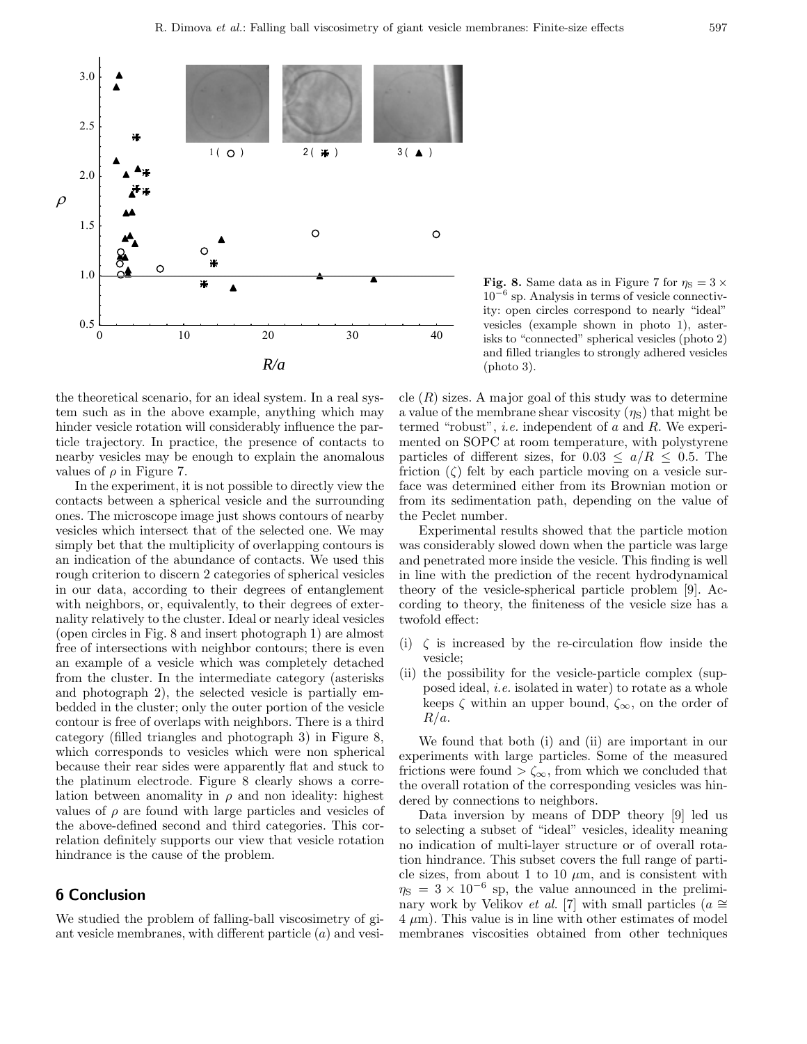Fig. 8. Same data as in Figure 7 for $\eta_S = 3 \times 10^{-6}$ sp. Analysis in terms of vesicle connectivity: open circles correspond to nearly "ideal" vesicles (example shown in photo 1), asterisks to "connected" spherical vesicles (photo 2) and filled triangles to strongly adhered vesicles (photo 3).

the theoretical scenario, for an ideal system. In a real system such as in the above example, anything which may hinder vesicle rotation will considerably influence the particle trajectory. In practice, the presence of contacts to nearby vesicles may be enough to explain the anomalous values of $\rho$ in Figure 7.

In the experiment, it is not possible to directly view the contacts between a spherical vesicle and the surrounding ones. The microscope image just shows contours of nearby vesicles which intersect that of the selected one. We may simply bet that the multiplicity of overlapping contours is an indication of the abundance of contacts. We used this rough criterion to discern 2 categories of spherical vesicles in our data, according to their degrees of entanglement with neighbors, or, equivalently, to their degrees of externality relatively to the cluster. Ideal or nearly ideal vesicles (open circles in Fig. 8 and insert photograph 1) are almost free of intersections with neighbor contours; there is even an example of a vesicle which was completely detached from the cluster. In the intermediate category (asterisks and photograph 2), the selected vesicle is partially embedded in the cluster; only the outer portion of the vesicle contour is free of overlaps with neighbors. There is a third category (filled triangles and photograph 3) in Figure 8, which corresponds to vesicles which were non spherical because their rear sides were apparently flat and stuck to the platinum electrode. Figure 8 clearly shows a correlation between anomality in $\rho$ and non ideality: highest values of $\rho$ are found with large particles and vesicles of the above-defined second and third categories. This correlation definitely supports our view that vesicle rotation hindrance is the cause of the problem.

## 6 Conclusion

We studied the problem of falling-ball viscosimetry of giant vesicle membranes, with different particle ($a$) and vesicle ($R$) sizes. A major goal of this study was to determine a value of the membrane shear viscosity ($\eta_S$) that might be termed "robust", *i.e.* independent of $a$ and $R$. We experimented on SOPC at room temperature, with polystyrene particles of different sizes, for $0.03 \leq a/R \leq 0.5$. The friction ($\zeta$) felt by each particle moving on a vesicle surface was determined either from its Brownian motion or from its sedimentation path, depending on the value of the Peclet number.

Experimental results showed that the particle motion was considerably slowed down when the particle was large and penetrated more inside the vesicle. This finding is well in line with the prediction of the recent hydrodynamical theory of the vesicle-spherical particle problem [9]. According to theory, the finiteness of the vesicle size has a twofold effect:

(i) $\zeta$ is increased by the re-circulation flow inside the vesicle;
(ii) the possibility for the vesicle-particle complex (supposed ideal, *i.e.* isolated in water) to rotate as a whole keeps $\zeta$ within an upper bound, $\zeta_\infty$, on the order of $R/a$.

We found that both (i) and (ii) are important in our experiments with large particles. Some of the measured frictions were found $> \zeta_\infty$, from which we concluded that the overall rotation of the corresponding vesicles was hindered by connections to neighbors.

Data inversion by means of DDP theory [9] led us to selecting a subset of "ideal" vesicles, ideality meaning no indication of multi-layer structure or of overall rotation hindrance. This subset covers the full range of particle sizes, from about 1 to 10 $\mu$m, and is consistent with $\eta_S = 3 \times 10^{-6}$ sp, the value announced in the preliminary work by Velikov *et al.* [7] with small particles ($a \cong 4$ $\mu$m). This value is in line with other estimates of model membranes viscosities obtained from other techniques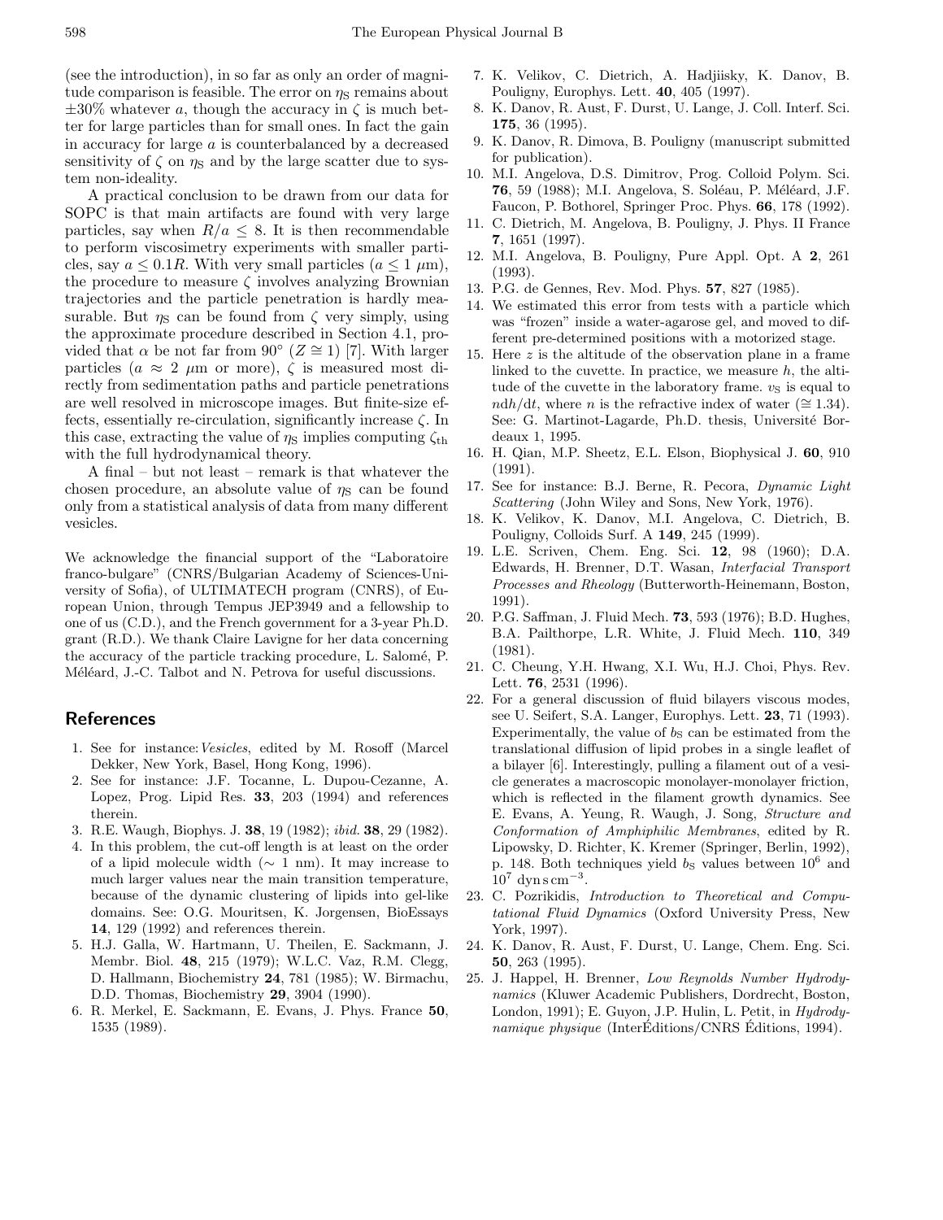(see the introduction), in so far as only an order of magnitude comparison is feasible. The error on $\eta_S$ remains about $\pm 30\%$ whatever $a$, though the accuracy in $\zeta$ is much better for large particles than for small ones. In fact the gain in accuracy for large $a$ is counterbalanced by a decreased sensitivity of $\zeta$ on $\eta_S$ and by the large scatter due to system non-ideality.

A practical conclusion to be drawn from our data for SOPC is that main artifacts are found with very large particles, say when $R/a \leq 8$. It is then recommendable to perform viscosimetry experiments with smaller particles, say $a \leq 0.1R$. With very small particles ($a \leq 1$ $\mu$m), the procedure to measure $\zeta$ involves analyzing Brownian trajectories and the particle penetration is hardly measurable. But $\eta_S$ can be found from $\zeta$ very simply, using the approximate procedure described in Section 4.1, provided that $\alpha$ be not far from $90°$ ($Z \cong 1$) [7]. With larger particles ($a \approx 2$ $\mu$m or more), $\zeta$ is measured most directly from sedimentation paths and particle penetrations are well resolved in microscope images. But finite-size effects, essentially re-circulation, significantly increase $\zeta$. In this case, extracting the value of $\eta_S$ implies computing $\zeta_{th}$ with the full hydrodynamical theory.

A final – but not least – remark is that whatever the chosen procedure, an absolute value of $\eta_S$ can be found only from a statistical analysis of data from many different vesicles.

We acknowledge the financial support of the "Laboratoire franco-bulgare" (CNRS/Bulgarian Academy of Sciences-University of Sofia), of ULTIMATECH program (CNRS), of European Union, through Tempus JEP3949 and a fellowship to one of us (C.D.), and the French government for a 3-year Ph.D. grant (R.D.). We thank Claire Lavigne for her data concerning the accuracy of the particle tracking procedure, L. Salomé, P. Méléard, J.-C. Talbot and N. Petrova for useful discussions.

## References

1. See for instance: *Vesicles*, edited by M. Rosoff (Marcel Dekker, New York, Basel, Hong Kong, 1996).
2. See for instance: J.F. Tocanne, L. Dupou-Cezanne, A. Lopez, Prog. Lipid Res. **33**, 203 (1994) and references therein.
3. R.E. Waugh, Biophys. J. **38**, 19 (1982); *ibid.* **38**, 29 (1982).
4. In this problem, the cut-off length is at least on the order of a lipid molecule width ($\sim$ 1 nm). It may increase to much larger values near the main transition temperature, because of the dynamic clustering of lipids into gel-like domains. See: O.G. Mouritsen, K. Jorgensen, BioEssays **14**, 129 (1992) and references therein.
5. H.J. Galla, W. Hartmann, U. Theilen, E. Sackmann, J. Membr. Biol. **48**, 215 (1979); W.L.C. Vaz, R.M. Clegg, D. Hallmann, Biochemistry **24**, 781 (1985); W. Birmachu, D.D. Thomas, Biochemistry **29**, 3904 (1990).
6. R. Merkel, E. Sackmann, E. Evans, J. Phys. France **50**, 1535 (1989).
7. K. Velikov, C. Dietrich, A. Hadjiisky, K. Danov, B. Pouligny, Europhys. Lett. **40**, 405 (1997).
8. K. Danov, R. Aust, F. Durst, U. Lange, J. Coll. Interf. Sci. **175**, 36 (1995).
9. K. Danov, R. Dimova, B. Pouligny (manuscript submitted for publication).
10. M.I. Angelova, D.S. Dimitrov, Prog. Colloid Polym. Sci. **76**, 59 (1988); M.I. Angelova, S. Soléau, P. Méléard, J.F. Faucon, P. Bothorel, Springer Proc. Phys. **66**, 178 (1992).
11. C. Dietrich, M. Angelova, B. Pouligny, J. Phys. II France **7**, 1651 (1997).
12. M.I. Angelova, B. Pouligny, Pure Appl. Opt. A **2**, 261 (1993).
13. P.G. de Gennes, Rev. Mod. Phys. **57**, 827 (1985).
14. We estimated this error from tests with a particle which was "frozen" inside a water-agarose gel, and moved to different pre-determined positions with a motorized stage.
15. Here $z$ is the altitude of the observation plane in a frame linked to the cuvette. In practice, we measure $h$, the altitude of the cuvette in the laboratory frame. $v_S$ is equal to $n\mathrm{d}h/\mathrm{d}t$, where $n$ is the refractive index of water ($\cong 1.34$). See: G. Martinot-Lagarde, Ph.D. thesis, Université Bordeaux 1, 1995.
16. H. Qian, M.P. Sheetz, E.L. Elson, Biophysical J. **60**, 910 (1991).
17. See for instance: B.J. Berne, R. Pecora, *Dynamic Light Scattering* (John Wiley and Sons, New York, 1976).
18. K. Velikov, K. Danov, M.I. Angelova, C. Dietrich, B. Pouligny, Colloids Surf. A **149**, 245 (1999).
19. L.E. Scriven, Chem. Eng. Sci. **12**, 98 (1960); D.A. Edwards, H. Brenner, D.T. Wasan, *Interfacial Transport Processes and Rheology* (Butterworth-Heinemann, Boston, 1991).
20. P.G. Saffman, J. Fluid Mech. **73**, 593 (1976); B.D. Hughes, B.A. Pailthorpe, L.R. White, J. Fluid Mech. **110**, 349 (1981).
21. C. Cheung, Y.H. Hwang, X.I. Wu, H.J. Choi, Phys. Rev. Lett. **76**, 2531 (1996).
22. For a general discussion of fluid bilayers viscous modes, see U. Seifert, S.A. Langer, Europhys. Lett. **23**, 71 (1993). Experimentally, the value of $b_S$ can be estimated from the translational diffusion of lipid probes in a single leaflet of a bilayer [6]. Interestingly, pulling a filament out of a vesicle generates a macroscopic monolayer-monolayer friction, which is reflected in the filament growth dynamics. See E. Evans, A. Yeung, R. Waugh, J. Song, *Structure and Conformation of Amphiphilic Membranes*, edited by R. Lipowsky, D. Richter, K. Kremer (Springer, Berlin, 1992), p. 148. Both techniques yield $b_S$ values between $10^6$ and $10^7$ dyn s cm$^{-3}$.
23. C. Pozrikidis, *Introduction to Theoretical and Computational Fluid Dynamics* (Oxford University Press, New York, 1997).
24. K. Danov, R. Aust, F. Durst, U. Lange, Chem. Eng. Sci. **50**, 263 (1995).
25. J. Happel, H. Brenner, *Low Reynolds Number Hydrodynamics* (Kluwer Academic Publishers, Dordrecht, Boston, London, 1991); E. Guyon, J.P. Hulin, L. Petit, in *Hydrodynamique physique* (InterÉditions/CNRS Éditions, 1994).